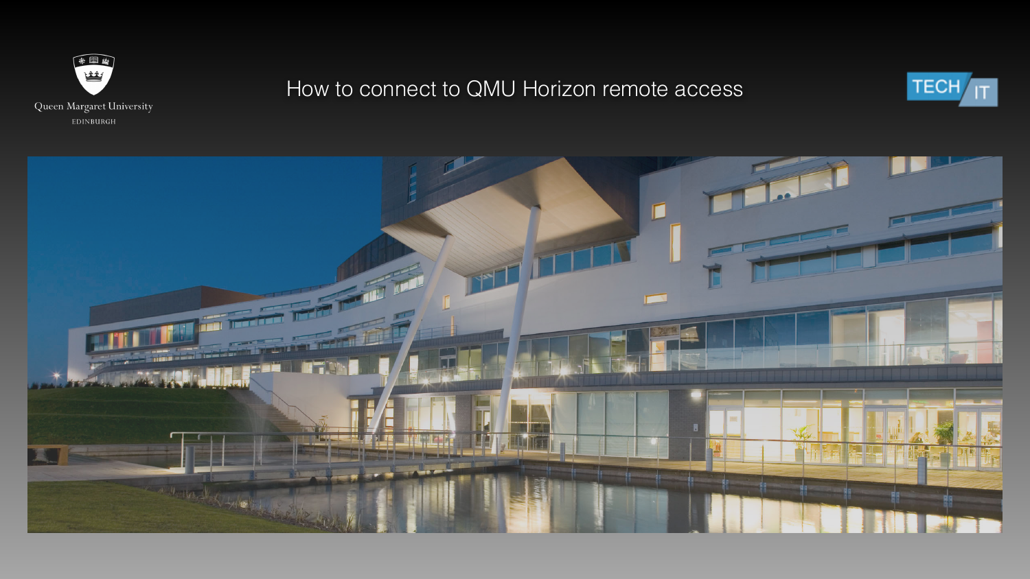Queen Margaret University

EDINBURGH

# How to connect to QMU Horizon remote access

TECH IT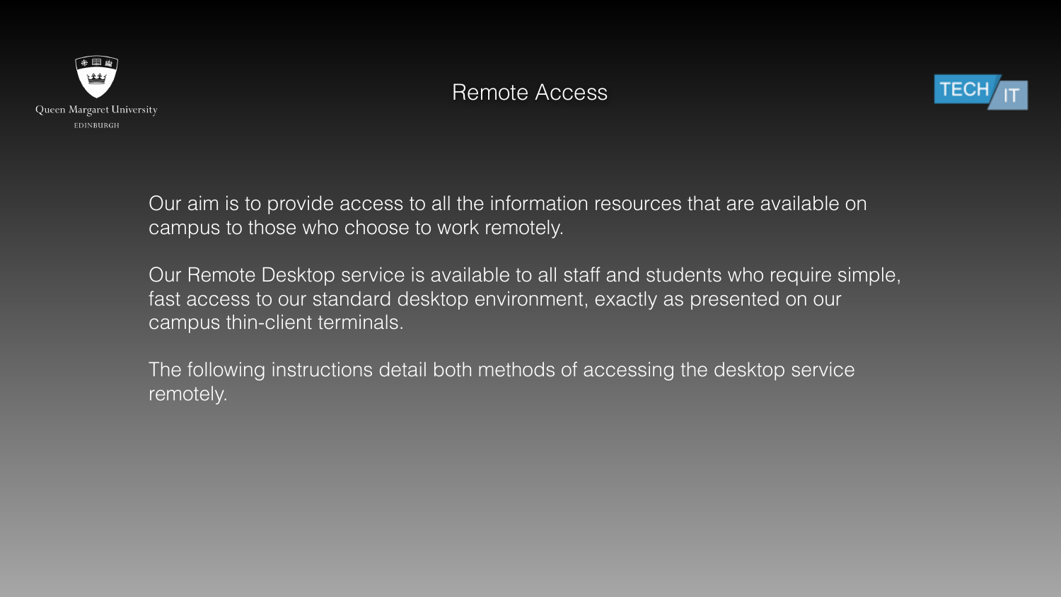# Remote Access

Our aim is to provide access to all the information resources that are available on campus to those who choose to work remotely.

Our Remote Desktop service is available to all staff and students who require simple, fast access to our standard desktop environment, exactly as presented on our campus thin-client terminals.

The following instructions detail both methods of accessing the desktop service remotely.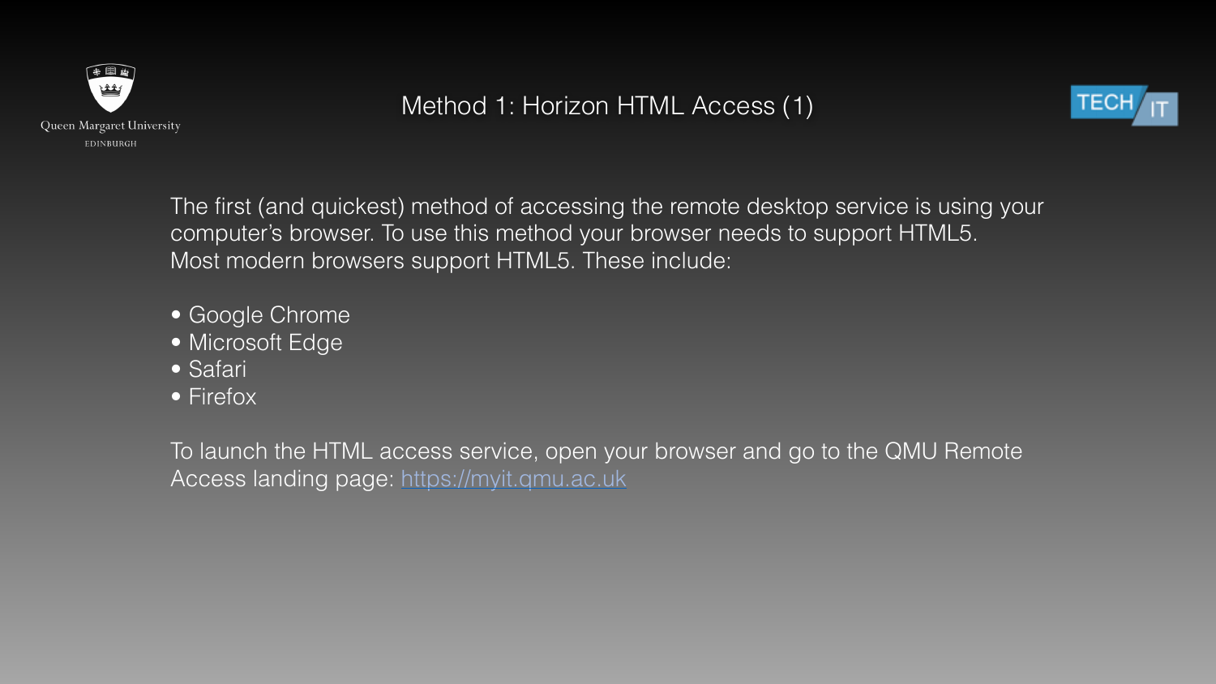# Method 1: Horizon HTML Access (1)

The first (and quickest) method of accessing the remote desktop service is using your computer's browser. To use this method your browser needs to support HTML5. Most modern browsers support HTML5. These include:

- Google Chrome
- Microsoft Edge
- Safari
- Firefox

To launch the HTML access service, open your browser and go to the QMU Remote Access landing page: [https://myit.qmu.ac.uk](https://myit.qmu.ac.uk)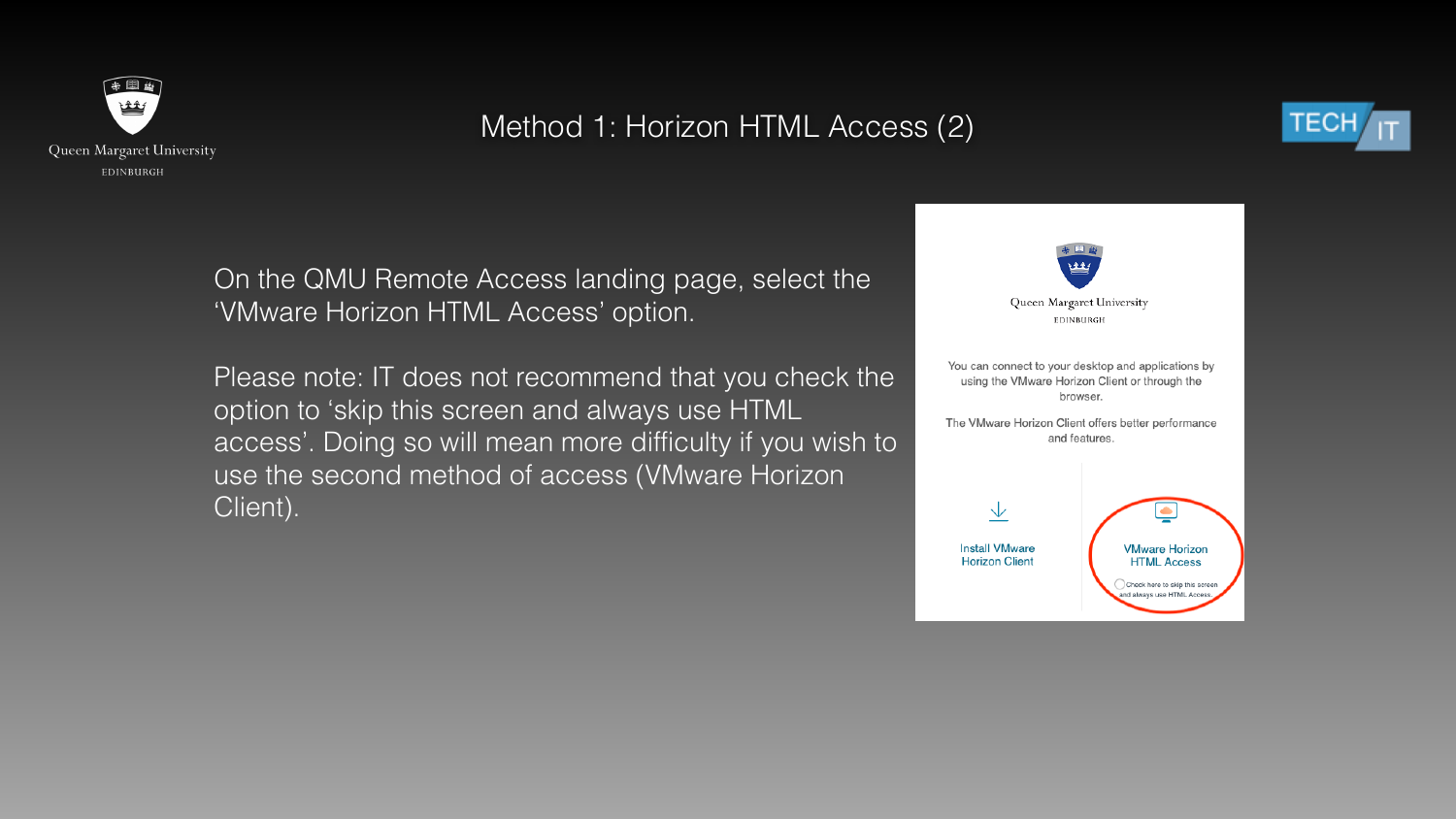# Method 1: Horizon HTML Access (2)

On the QMU Remote Access landing page, select the 'VMware Horizon HTML Access' option.

Please note: IT does not recommend that you check the option to 'skip this screen and always use HTML access'. Doing so will mean more difficulty if you wish to use the second method of access (VMware Horizon Client).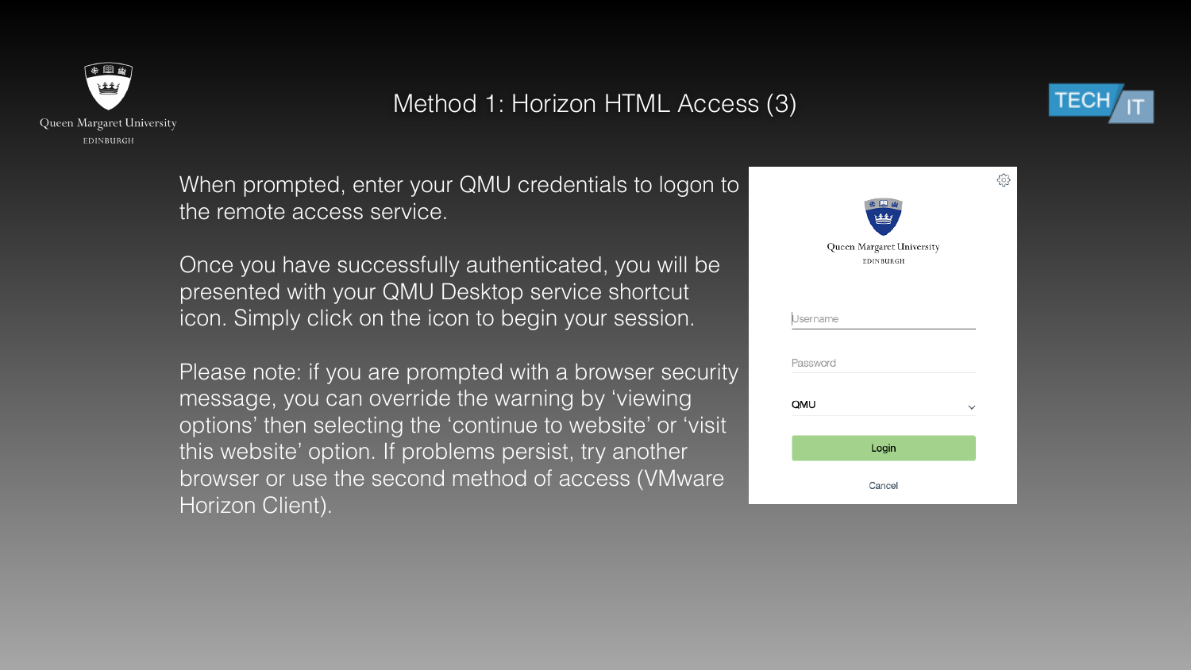# Method 1: Horizon HTML Access (3)

When prompted, enter your QMU credentials to logon to the remote access service.

Once you have successfully authenticated, you will be presented with your QMU Desktop service shortcut icon. Simply click on the icon to begin your session.

Please note: if you are prompted with a browser security message, you can override the warning by 'viewing options' then selecting the 'continue to website' or 'visit this website' option. If problems persist, try another browser or use the second method of access (VMware Horizon Client).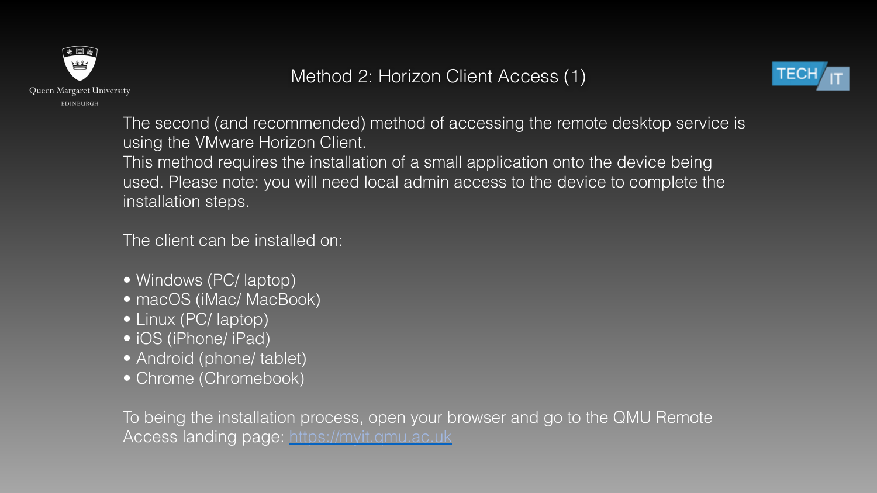# Method 2: Horizon Client Access (1)

The second (and recommended) method of accessing the remote desktop service is using the VMware Horizon Client.
This method requires the installation of a small application onto the device being used. Please note: you will need local admin access to the device to complete the installation steps.

The client can be installed on:

- Windows (PC/ laptop)
- macOS (iMac/ MacBook)
- Linux (PC/ laptop)
- iOS (iPhone/ iPad)
- Android (phone/ tablet)
- Chrome (Chromebook)

To being the installation process, open your browser and go to the QMU Remote Access landing page: https://myit.qmu.ac.uk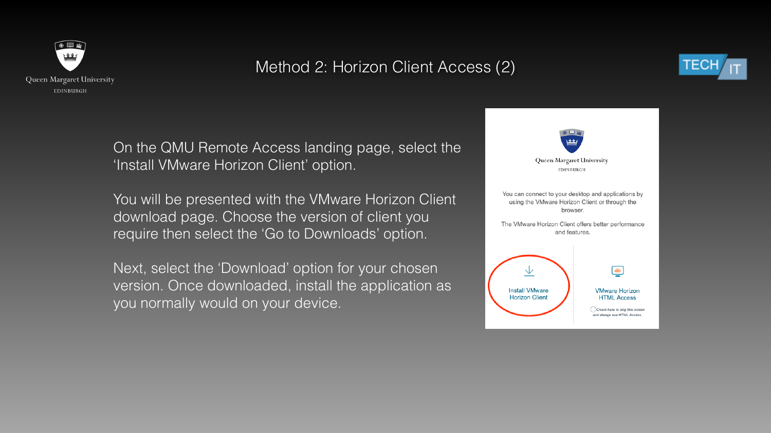# Method 2: Horizon Client Access (2)

On the QMU Remote Access landing page, select the 'Install VMware Horizon Client' option.

You will be presented with the VMware Horizon Client download page. Choose the version of client you require then select the 'Go to Downloads' option.

Next, select the 'Download' option for your chosen version. Once downloaded, install the application as you normally would on your device.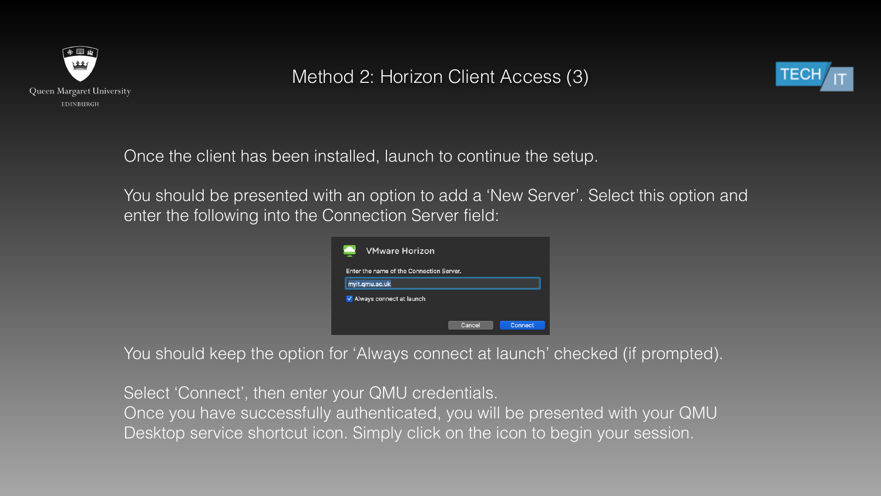# Method 2: Horizon Client Access (3)

Once the client has been installed, launch to continue the setup.

You should be presented with an option to add a 'New Server'. Select this option and enter the following into the Connection Server field:

VMware Horizon

Enter the name of the Connection Server.

myit.qmu.ac.uk

Always connect at launch

Cancel | Connect

You should keep the option for 'Always connect at launch' checked (if prompted).

Select 'Connect', then enter your QMU credentials.
Once you have successfully authenticated, you will be presented with your QMU Desktop service shortcut icon. Simply click on the icon to begin your session.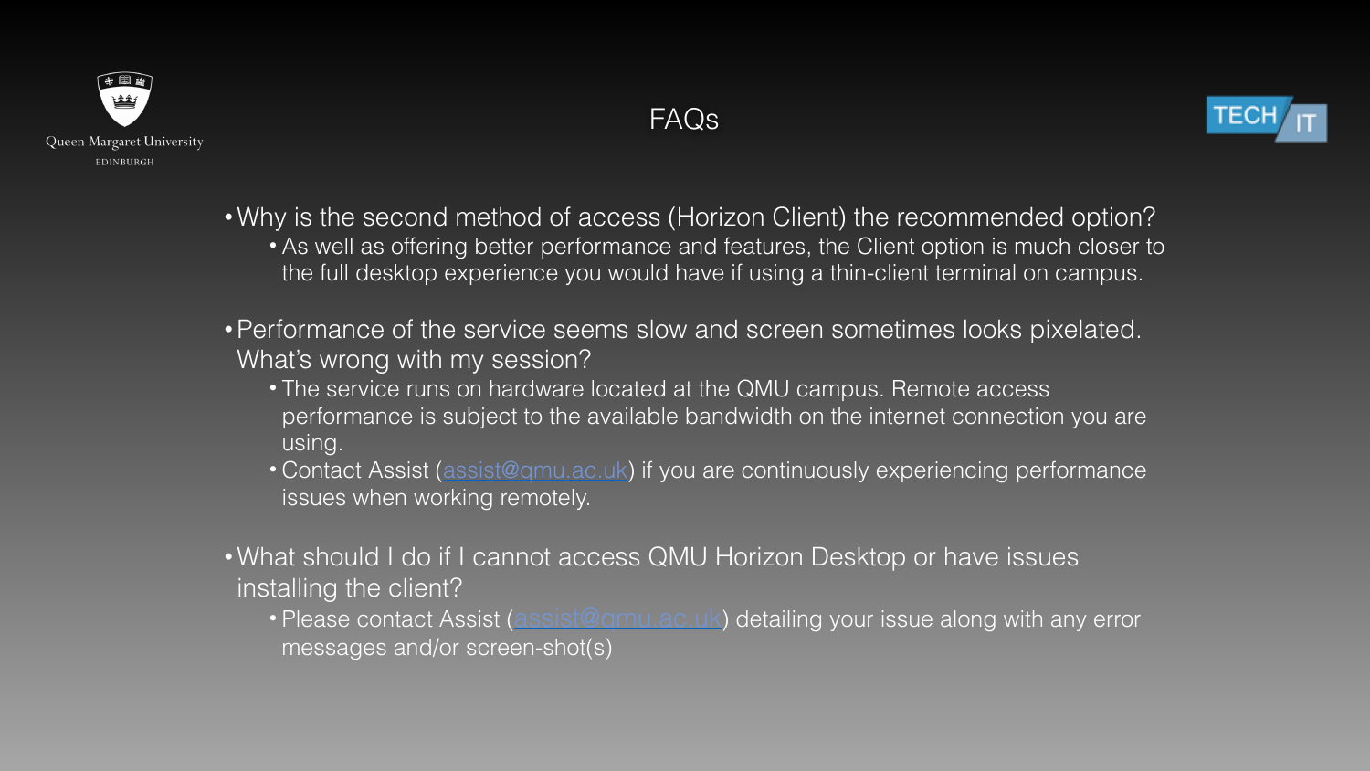# FAQs

- Why is the second method of access (Horizon Client) the recommended option?
  - As well as offering better performance and features, the Client option is much closer to the full desktop experience you would have if using a thin-client terminal on campus.

- Performance of the service seems slow and screen sometimes looks pixelated. What's wrong with my session?
  - The service runs on hardware located at the QMU campus. Remote access performance is subject to the available bandwidth on the internet connection you are using.
  - Contact Assist (assist@qmu.ac.uk) if you are continuously experiencing performance issues when working remotely.

- What should I do if I cannot access QMU Horizon Desktop or have issues installing the client?
  - Please contact Assist (assist@qmu.ac.uk) detailing your issue along with any error messages and/or screen-shot(s)